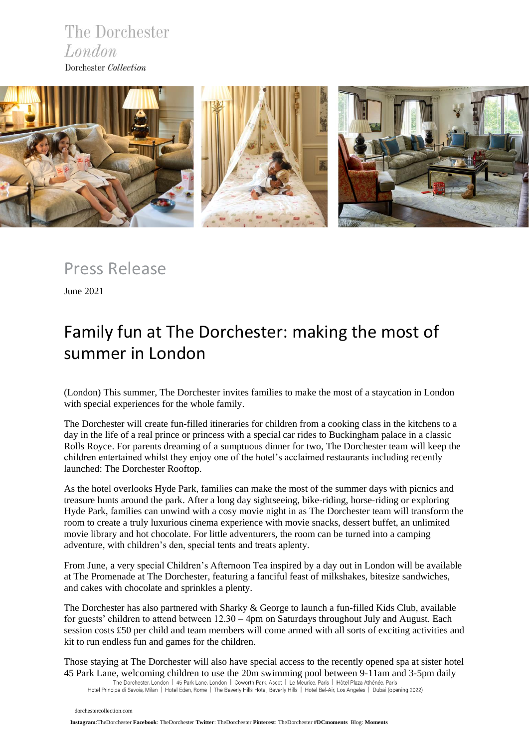The Dorchester
*London*
Dorchester *Collection*

Press Release

June 2021

# Family fun at The Dorchester: making the most of summer in London

(London) This summer, The Dorchester invites families to make the most of a staycation in London with special experiences for the whole family.

The Dorchester will create fun-filled itineraries for children from a cooking class in the kitchens to a day in the life of a real prince or princess with a special car rides to Buckingham palace in a classic Rolls Royce. For parents dreaming of a sumptuous dinner for two, The Dorchester team will keep the children entertained whilst they enjoy one of the hotel's acclaimed restaurants including recently launched: The Dorchester Rooftop.

As the hotel overlooks Hyde Park, families can make the most of the summer days with picnics and treasure hunts around the park. After a long day sightseeing, bike-riding, horse-riding or exploring Hyde Park, families can unwind with a cosy movie night in as The Dorchester team will transform the room to create a truly luxurious cinema experience with movie snacks, dessert buffet, an unlimited movie library and hot chocolate. For little adventurers, the room can be turned into a camping adventure, with children's den, special tents and treats aplenty.

From June, a very special Children's Afternoon Tea inspired by a day out in London will be available at The Promenade at The Dorchester, featuring a fanciful feast of milkshakes, bitesize sandwiches, and cakes with chocolate and sprinkles a plenty.

The Dorchester has also partnered with Sharky & George to launch a fun-filled Kids Club, available for guests' children to attend between 12.30 – 4pm on Saturdays throughout July and August. Each session costs £50 per child and team members will come armed with all sorts of exciting activities and kit to run endless fun and games for the children.

Those staying at The Dorchester will also have special access to the recently opened spa at sister hotel 45 Park Lane, welcoming children to use the 20m swimming pool between 9-11am and 3-5pm daily

The Dorchester, London | 45 Park Lane, London | Coworth Park, Ascot | Le Meurice, Paris | Hôtel Plaza Athénée, Paris
Hotel Principe di Savoia, Milan | Hotel Eden, Rome | The Beverly Hills Hotel, Beverly Hills | Hotel Bel-Air, Los Angeles | Dubai (opening 2022)

dorchestercollection.com

**Instagram**:TheDorchester **Facebook**: TheDorchester **Twitter**: TheDorchester **Pinterest**: TheDorchester **#DCmoments** Blog: **Moments**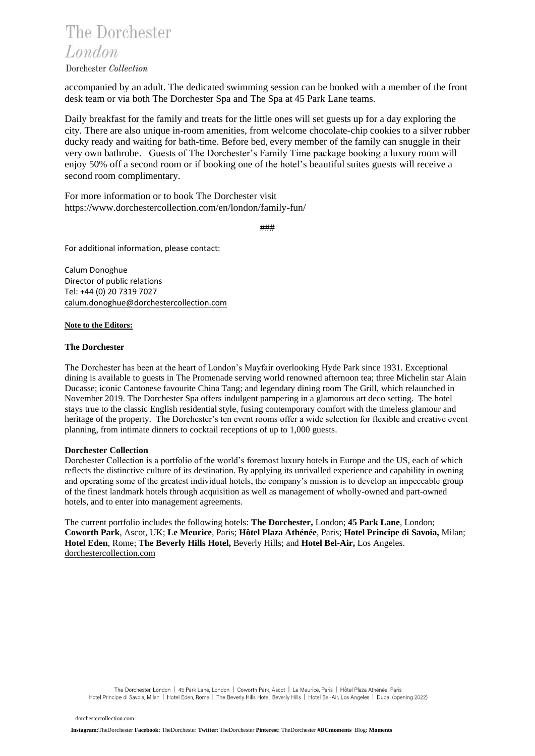accompanied by an adult. The dedicated swimming session can be booked with a member of the front desk team or via both The Dorchester Spa and The Spa at 45 Park Lane teams.

Daily breakfast for the family and treats for the little ones will set guests up for a day exploring the city. There are also unique in-room amenities, from welcome chocolate-chip cookies to a silver rubber ducky ready and waiting for bath-time. Before bed, every member of the family can snuggle in their very own bathrobe. Guests of The Dorchester's Family Time package booking a luxury room will enjoy 50% off a second room or if booking one of the hotel's beautiful suites guests will receive a second room complimentary.

For more information or to book The Dorchester visit https://www.dorchestercollection.com/en/london/family-fun/

###

For additional information, please contact:

Calum Donoghue
Director of public relations
Tel: +44 (0) 20 7319 7027
calum.donoghue@dorchestercollection.com

**Note to the Editors:**

**The Dorchester**

The Dorchester has been at the heart of London's Mayfair overlooking Hyde Park since 1931. Exceptional dining is available to guests in The Promenade serving world renowned afternoon tea; three Michelin star Alain Ducasse; iconic Cantonese favourite China Tang; and legendary dining room The Grill, which relaunched in November 2019. The Dorchester Spa offers indulgent pampering in a glamorous art deco setting. The hotel stays true to the classic English residential style, fusing contemporary comfort with the timeless glamour and heritage of the property. The Dorchester's ten event rooms offer a wide selection for flexible and creative event planning, from intimate dinners to cocktail receptions of up to 1,000 guests.

**Dorchester Collection**

Dorchester Collection is a portfolio of the world's foremost luxury hotels in Europe and the US, each of which reflects the distinctive culture of its destination. By applying its unrivalled experience and capability in owning and operating some of the greatest individual hotels, the company's mission is to develop an impeccable group of the finest landmark hotels through acquisition as well as management of wholly-owned and part-owned hotels, and to enter into management agreements.

The current portfolio includes the following hotels: **The Dorchester,** London; **45 Park Lane**, London; **Coworth Park**, Ascot, UK; **Le Meurice**, Paris; **Hôtel Plaza Athénée**, Paris; **Hotel Principe di Savoia,** Milan; **Hotel Eden**, Rome; **The Beverly Hills Hotel,** Beverly Hills; and **Hotel Bel-Air,** Los Angeles.
dorchestercollection.com